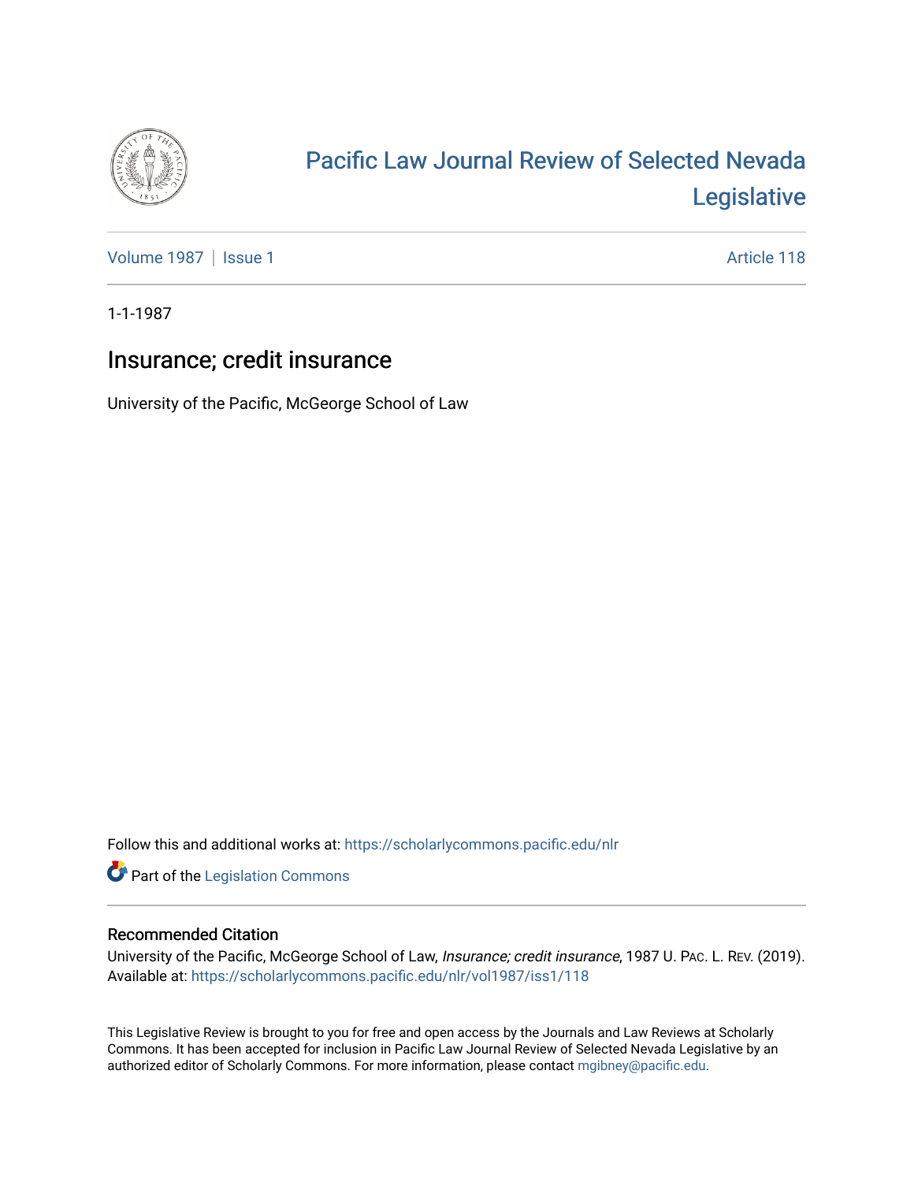# Pacific Law Journal Review of Selected Nevada Legislative

Volume 1987 | Issue 1 Article 118

1-1-1987

## Insurance; credit insurance

University of the Pacific, McGeorge School of Law

Follow this and additional works at: https://scholarlycommons.pacific.edu/nlr

Part of the Legislation Commons

### Recommended Citation

University of the Pacific, McGeorge School of Law, *Insurance; credit insurance*, 1987 U. PAC. L. REV. (2019). Available at: https://scholarlycommons.pacific.edu/nlr/vol1987/iss1/118

This Legislative Review is brought to you for free and open access by the Journals and Law Reviews at Scholarly Commons. It has been accepted for inclusion in Pacific Law Journal Review of Selected Nevada Legislative by an authorized editor of Scholarly Commons. For more information, please contact mgibney@pacific.edu.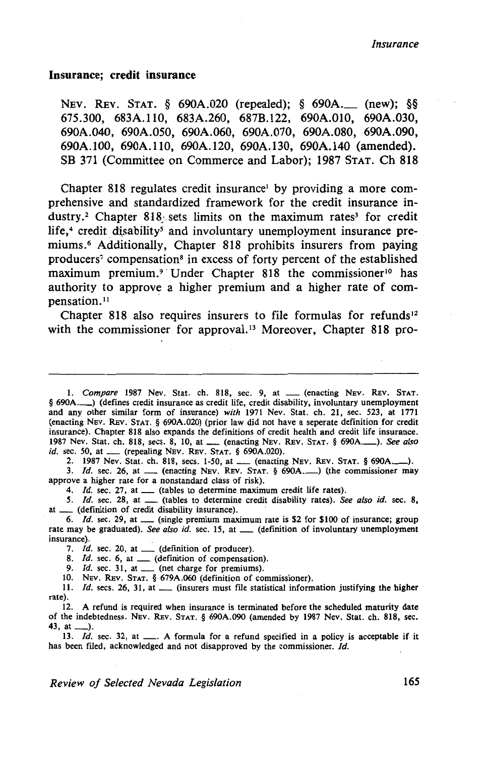### Insurance; credit insurance

NEV. REV. STAT. § 690A.020 (repealed); § 690A.___ (new); §§ 675.300, 683A.110, 683A.260, 687B.122, 690A.010, 690A.030, 690A.040, 690A.050, 690A.060, 690A.070, 690A.080, 690A.090, 690A.100, 690A.110, 690A.120, 690A.130, 690A.140 (amended). SB 371 (Committee on Commerce and Labor); 1987 STAT. Ch 818

Chapter 818 regulates credit insurance[1] by providing a more comprehensive and standardized framework for the credit insurance industry.[2] Chapter 818 sets limits on the maximum rates[3] for credit life,[4] credit disability[5] and involuntary unemployment insurance premiums.[6] Additionally, Chapter 818 prohibits insurers from paying producers[7] compensation[8] in excess of forty percent of the established maximum premium.[9] Under Chapter 818 the commissioner[10] has authority to approve a higher premium and a higher rate of compensation.[11]

Chapter 818 also requires insurers to file formulas for refunds[12] with the commissioner for approval.[13] Moreover, Chapter 818 pro-

---

1. *Compare* 1987 Nev. Stat. ch. 818, sec. 9, at ___ (enacting NEV. REV. STAT. § 690A.___) (defines credit insurance as credit life, credit disability, involuntary unemployment and any other similar form of insurance) *with* 1971 Nev. Stat. ch. 21, sec. 523, at 1771 (enacting NEV. REV. STAT. § 690A.020) (prior law did not have a seperate definition for credit insurance). Chapter 818 also expands the definitions of credit health and credit life insurance. 1987 Nev. Stat. ch. 818, secs. 8, 10, at ___ (enacting NEV. REV. STAT. § 690A.___). *See also id.* sec. 50, at ___ (repealing NEV. REV. STAT. § 690A.020).

2. 1987 Nev. Stat. ch. 818, secs. 1-50, at ___ (enacting NEV. REV. STAT. § 690A.___).

3. *Id.* sec. 26, at ___ (enacting NEV. REV. STAT. § 690A.___) (the commissioner may approve a higher rate for a nonstandard class of risk).

4. *Id.* sec. 27, at ___ (tables to determine maximum credit life rates).

5. *Id.* sec. 28, at ___ (tables to determine credit disability rates). *See also id.* sec. 8, at ___ (definition of credit disability insurance).

6. *Id.* sec. 29, at ___ (single premium maximum rate is $2 for $100 of insurance; group rate may be graduated). *See also id.* sec. 15, at ___ (definition of involuntary unemployment insurance).

7. *Id.* sec. 20, at ___ (definition of producer).

8. *Id.* sec. 6, at ___ (definition of compensation).

9. *Id.* sec. 31, at ___ (net charge for premiums).

10. NEV. REV. STAT. § 679A.060 (definition of commissioner).

11. *Id.* secs. 26, 31, at ___ (insurers must file statistical information justifying the higher rate).

12. A refund is required when insurance is terminated before the scheduled maturity date of the indebtedness. NEV. REV. STAT. § 690A.090 (amended by 1987 Nev. Stat. ch. 818, sec. 43, at ___).

13. *Id.* sec. 32, at ___. A formula for a refund specified in a policy is acceptable if it has been filed, acknowledged and not disapproved by the commissioner. *Id.*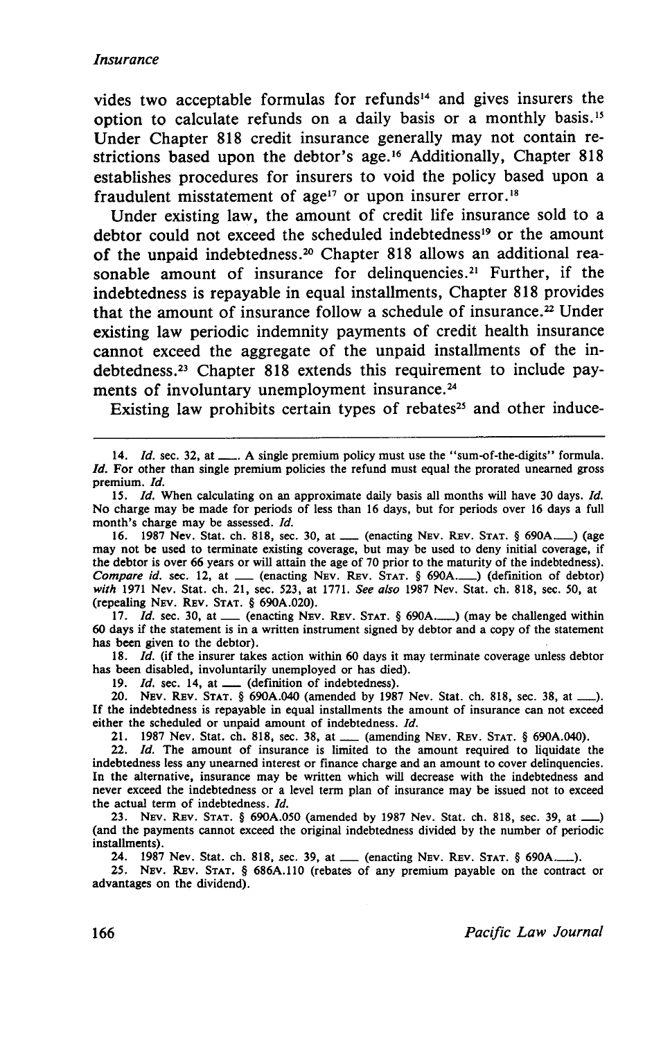vides two acceptable formulas for refunds[14] and gives insurers the option to calculate refunds on a daily basis or a monthly basis.[15] Under Chapter 818 credit insurance generally may not contain restrictions based upon the debtor's age.[16] Additionally, Chapter 818 establishes procedures for insurers to void the policy based upon a fraudulent misstatement of age[17] or upon insurer error.[18]

Under existing law, the amount of credit life insurance sold to a debtor could not exceed the scheduled indebtedness[19] or the amount of the unpaid indebtedness.[20] Chapter 818 allows an additional reasonable amount of insurance for delinquencies.[21] Further, if the indebtedness is repayable in equal installments, Chapter 818 provides that the amount of insurance follow a schedule of insurance.[22] Under existing law periodic indemnity payments of credit health insurance cannot exceed the aggregate of the unpaid installments of the indebtedness.[23] Chapter 818 extends this requirement to include payments of involuntary unemployment insurance.[24]

Existing law prohibits certain types of rebates[25] and other induce-

---

14. *Id.* sec. 32, at \_\_\_. A single premium policy must use the "sum-of-the-digits" formula. *Id.* For other than single premium policies the refund must equal the prorated unearned gross premium. *Id.*

15. *Id.* When calculating on an approximate daily basis all months will have 30 days. *Id.* No charge may be made for periods of less than 16 days, but for periods over 16 days a full month's charge may be assessed. *Id.*

16. 1987 Nev. Stat. ch. 818, sec. 30, at \_\_\_ (enacting NEV. REV. STAT. § 690A.\_\_\_) (age may not be used to terminate existing coverage, but may be used to deny initial coverage, if the debtor is over 66 years or will attain the age of 70 prior to the maturity of the indebtedness). *Compare id.* sec. 12, at \_\_\_ (enacting NEV. REV. STAT. § 690A.\_\_\_) (definition of debtor) *with* 1971 Nev. Stat. ch. 21, sec. 523, at 1771. *See also* 1987 Nev. Stat. ch. 818, sec. 50, at (repealing NEV. REV. STAT. § 690A.020).

17. *Id.* sec. 30, at \_\_\_ (enacting NEV. REV. STAT. § 690A.\_\_\_) (may be challenged within 60 days if the statement is in a written instrument signed by debtor and a copy of the statement has been given to the debtor).

18. *Id.* (if the insurer takes action within 60 days it may terminate coverage unless debtor has been disabled, involuntarily unemployed or has died).

19. *Id.* sec. 14, at \_\_\_ (definition of indebtedness).

20. NEV. REV. STAT. § 690A.040 (amended by 1987 Nev. Stat. ch. 818, sec. 38, at \_\_\_). If the indebtedness is repayable in equal installments the amount of insurance can not exceed either the scheduled or unpaid amount of indebtedness. *Id.*

21. 1987 Nev. Stat. ch. 818, sec. 38, at \_\_\_ (amending NEV. REV. STAT. § 690A.040).

22. *Id.* The amount of insurance is limited to the amount required to liquidate the indebtedness less any unearned interest or finance charge and an amount to cover delinquencies. In the alternative, insurance may be written which will decrease with the indebtedness and never exceed the indebtedness or a level term plan of insurance may be issued not to exceed the actual term of indebtedness. *Id.*

23. NEV. REV. STAT. § 690A.050 (amended by 1987 Nev. Stat. ch. 818, sec. 39, at \_\_\_) (and the payments cannot exceed the original indebtedness divided by the number of periodic installments).

24. 1987 Nev. Stat. ch. 818, sec. 39, at \_\_\_ (enacting NEV. REV. STAT. § 690A.\_\_\_).

25. NEV. REV. STAT. § 686A.110 (rebates of any premium payable on the contract or advantages on the dividend).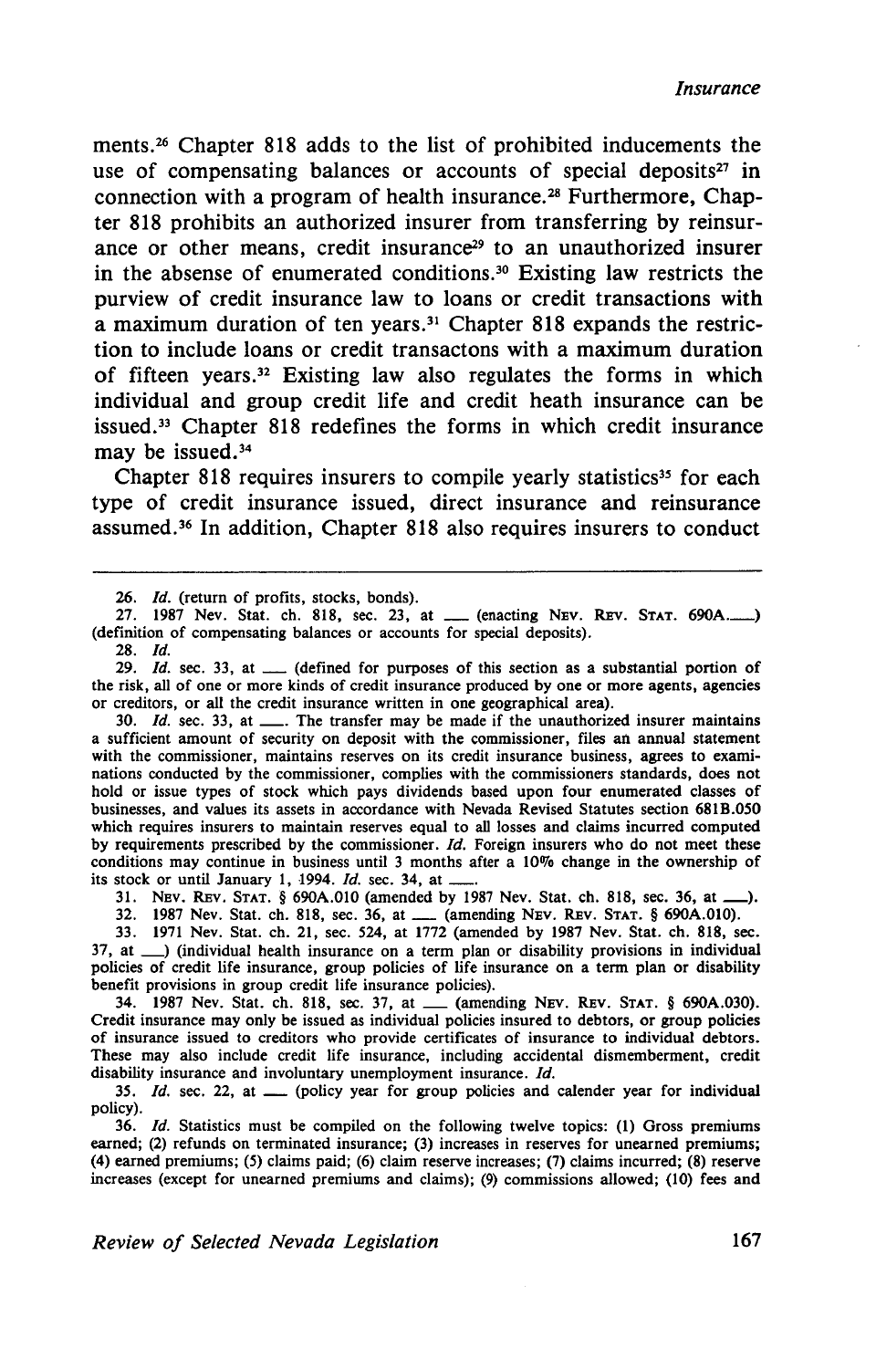ments.[26] Chapter 818 adds to the list of prohibited inducements the use of compensating balances or accounts of special deposits[27] in connection with a program of health insurance.[28] Furthermore, Chapter 818 prohibits an authorized insurer from transferring by reinsurance or other means, credit insurance[29] to an unauthorized insurer in the absense of enumerated conditions.[30] Existing law restricts the purview of credit insurance law to loans or credit transactions with a maximum duration of ten years.[31] Chapter 818 expands the restriction to include loans or credit transactons with a maximum duration of fifteen years.[32] Existing law also regulates the forms in which individual and group credit life and credit heath insurance can be issued.[33] Chapter 818 redefines the forms in which credit insurance may be issued.[34]

Chapter 818 requires insurers to compile yearly statistics[35] for each type of credit insurance issued, direct insurance and reinsurance assumed.[36] In addition, Chapter 818 also requires insurers to conduct

---

26. *Id.* (return of profits, stocks, bonds).

27. 1987 Nev. Stat. ch. 818, sec. 23, at ___ (enacting NEV. REV. STAT. 690A.___) (definition of compensating balances or accounts for special deposits).

28. *Id.*

29. *Id.* sec. 33, at ___ (defined for purposes of this section as a substantial portion of the risk, all of one or more kinds of credit insurance produced by one or more agents, agencies or creditors, or all the credit insurance written in one geographical area).

30. *Id.* sec. 33, at ___. The transfer may be made if the unauthorized insurer maintains a sufficient amount of security on deposit with the commissioner, files an annual statement with the commissioner, maintains reserves on its credit insurance business, agrees to examinations conducted by the commissioner, complies with the commissioners standards, does not hold or issue types of stock which pays dividends based upon four enumerated classes of businesses, and values its assets in accordance with Nevada Revised Statutes section 681B.050 which requires insurers to maintain reserves equal to all losses and claims incurred computed by requirements prescribed by the commissioner. *Id.* Foreign insurers who do not meet these conditions may continue in business until 3 months after a 10% change in the ownership of its stock or until January 1, 1994. *Id.* sec. 34, at ___.

31. NEV. REV. STAT. § 690A.010 (amended by 1987 Nev. Stat. ch. 818, sec. 36, at ___).

32. 1987 Nev. Stat. ch. 818, sec. 36, at ___ (amending NEV. REV. STAT. § 690A.010).

33. 1971 Nev. Stat. ch. 21, sec. 524, at 1772 (amended by 1987 Nev. Stat. ch. 818, sec. 37, at ___) (individual health insurance on a term plan or disability provisions in individual policies of credit life insurance, group policies of life insurance on a term plan or disability benefit provisions in group credit life insurance policies).

34. 1987 Nev. Stat. ch. 818, sec. 37, at ___ (amending NEV. REV. STAT. § 690A.030). Credit insurance may only be issued as individual policies insured to debtors, or group policies of insurance issued to creditors who provide certificates of insurance to individual debtors. These may also include credit life insurance, including accidental dismemberment, credit disability insurance and involuntary unemployment insurance. *Id.*

35. *Id.* sec. 22, at ___ (policy year for group policies and calender year for individual policy).

36. *Id.* Statistics must be compiled on the following twelve topics: (1) Gross premiums earned; (2) refunds on terminated insurance; (3) increases in reserves for unearned premiums; (4) earned premiums; (5) claims paid; (6) claim reserve increases; (7) claims incurred; (8) reserve increases (except for unearned premiums and claims); (9) commissions allowed; (10) fees and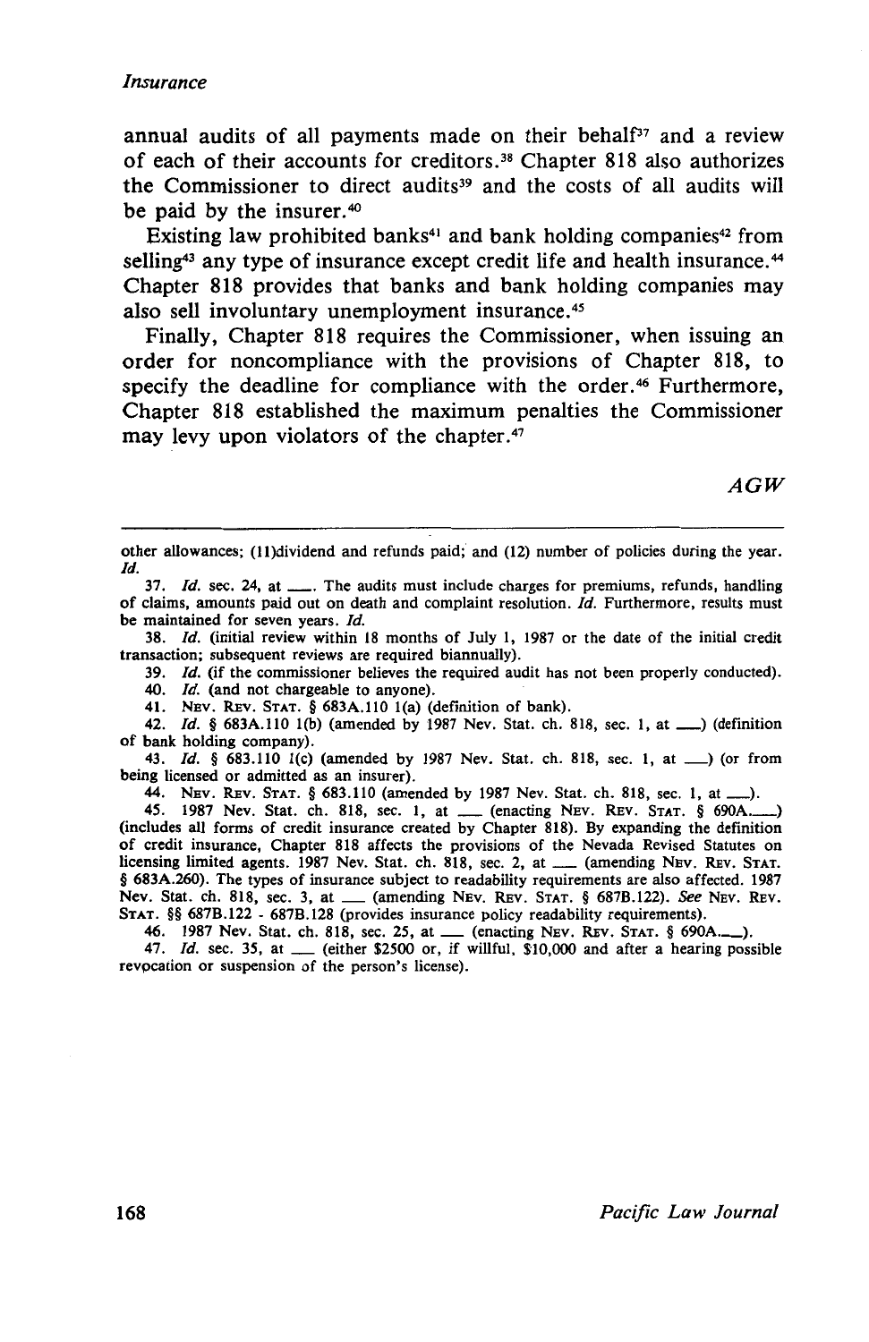annual audits of all payments made on their behalf[37] and a review of each of their accounts for creditors.[38] Chapter 818 also authorizes the Commissioner to direct audits[39] and the costs of all audits will be paid by the insurer.[40]

Existing law prohibited banks[41] and bank holding companies[42] from selling[43] any type of insurance except credit life and health insurance.[44] Chapter 818 provides that banks and bank holding companies may also sell involuntary unemployment insurance.[45]

Finally, Chapter 818 requires the Commissioner, when issuing an order for noncompliance with the provisions of Chapter 818, to specify the deadline for compliance with the order.[46] Furthermore, Chapter 818 established the maximum penalties the Commissioner may levy upon violators of the chapter.[47]

*AGW*

---

other allowances; (11)dividend and refunds paid; and (12) number of policies during the year. *Id.*

37. *Id.* sec. 24, at \_\_\_. The audits must include charges for premiums, refunds, handling of claims, amounts paid out on death and complaint resolution. *Id.* Furthermore, results must be maintained for seven years. *Id.*

38. *Id.* (initial review within 18 months of July 1, 1987 or the date of the initial credit transaction; subsequent reviews are required biannually).

39. *Id.* (if the commissioner believes the required audit has not been properly conducted).

40. *Id.* (and not chargeable to anyone).

41. NEV. REV. STAT. § 683A.110 1(a) (definition of bank).

42. *Id.* § 683A.110 1(b) (amended by 1987 Nev. Stat. ch. 818, sec. 1, at \_\_\_) (definition of bank holding company).

43. *Id.* § 683.110 1(c) (amended by 1987 Nev. Stat. ch. 818, sec. 1, at \_\_\_) (or from being licensed or admitted as an insurer).

44. NEV. REV. STAT. § 683.110 (amended by 1987 Nev. Stat. ch. 818, sec. 1, at \_\_\_).

45. 1987 Nev. Stat. ch. 818, sec. 1, at \_\_\_ (enacting NEV. REV. STAT. § 690A.\_\_\_) (includes all forms of credit insurance created by Chapter 818). By expanding the definition of credit insurance, Chapter 818 affects the provisions of the Nevada Revised Statutes on licensing limited agents. 1987 Nev. Stat. ch. 818, sec. 2, at \_\_\_ (amending NEV. REV. STAT. § 683A.260). The types of insurance subject to readability requirements are also affected. 1987 Nev. Stat. ch. 818, sec. 3, at \_\_\_ (amending NEV. REV. STAT. § 687B.122). *See* NEV. REV. STAT. §§ 687B.122 - 687B.128 (provides insurance policy readability requirements).

46. 1987 Nev. Stat. ch. 818, sec. 25, at \_\_\_ (enacting NEV. REV. STAT. § 690A.\_\_\_).

47. *Id.* sec. 35, at \_\_\_ (either $2500 or, if willful, $10,000 and after a hearing possible revocation or suspension of the person's license).